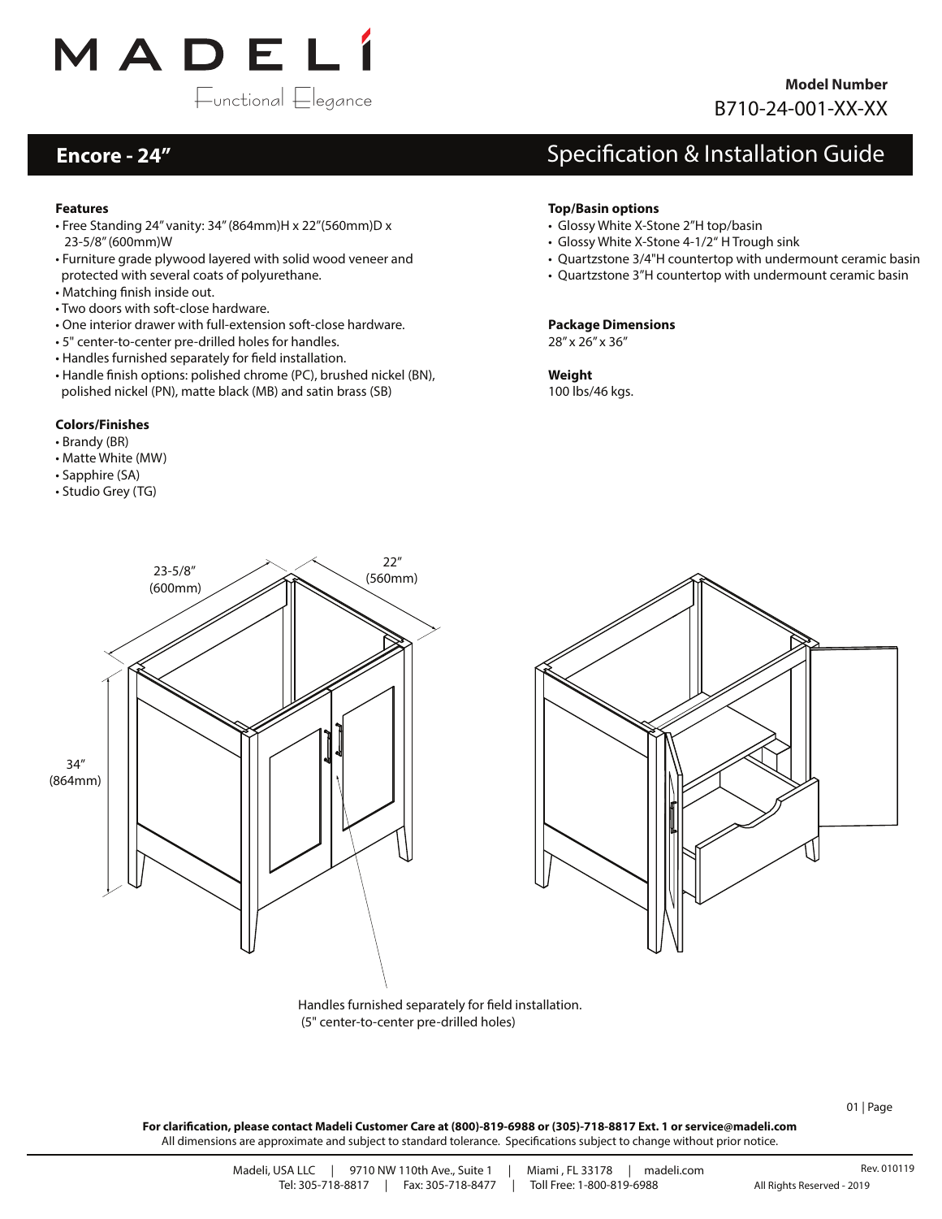MADELÍ

Functional Elegance

**Model Number**
B710-24-001-XX-XX

# Encore - 24"

## Specification & Installation Guide

### Features

- Free Standing 24" vanity: 34" (864mm)H x 22"(560mm)D x 23-5/8" (600mm)W
- Furniture grade plywood layered with solid wood veneer and protected with several coats of polyurethane.
- Matching finish inside out.
- Two doors with soft-close hardware.
- One interior drawer with full-extension soft-close hardware.
- 5" center-to-center pre-drilled holes for handles.
- Handles furnished separately for field installation.
- Handle finish options: polished chrome (PC), brushed nickel (BN), polished nickel (PN), matte black (MB) and satin brass (SB)

### Colors/Finishes

- Brandy (BR)
- Matte White (MW)
- Sapphire (SA)
- Studio Grey (TG)

### Top/Basin options

- Glossy White X-Stone 2"H top/basin
- Glossy White X-Stone 4-1/2" H Trough sink
- Quartzstone 3/4"H countertop with undermount ceramic basin
- Quartzstone 3"H countertop with undermount ceramic basin

### Package Dimensions

28" x 26" x 36"

### Weight

100 lbs/46 kgs.

23-5/8" (600mm)

22" (560mm)

34" (864mm)

Handles furnished separately for field installation.
(5" center-to-center pre-drilled holes)

**For clarification, please contact Madeli Customer Care at (800)-819-6988 or (305)-718-8817 Ext. 1 or service@madeli.com**
All dimensions are approximate and subject to standard tolerance. Specifications subject to change without prior notice.

Madeli, USA LLC | 9710 NW 110th Ave., Suite 1 | Miami , FL 33178 | madeli.com
Tel: 305-718-8817 | Fax: 305-718-8477 | Toll Free: 1-800-819-6988

Rev. 010119
All Rights Reserved - 2019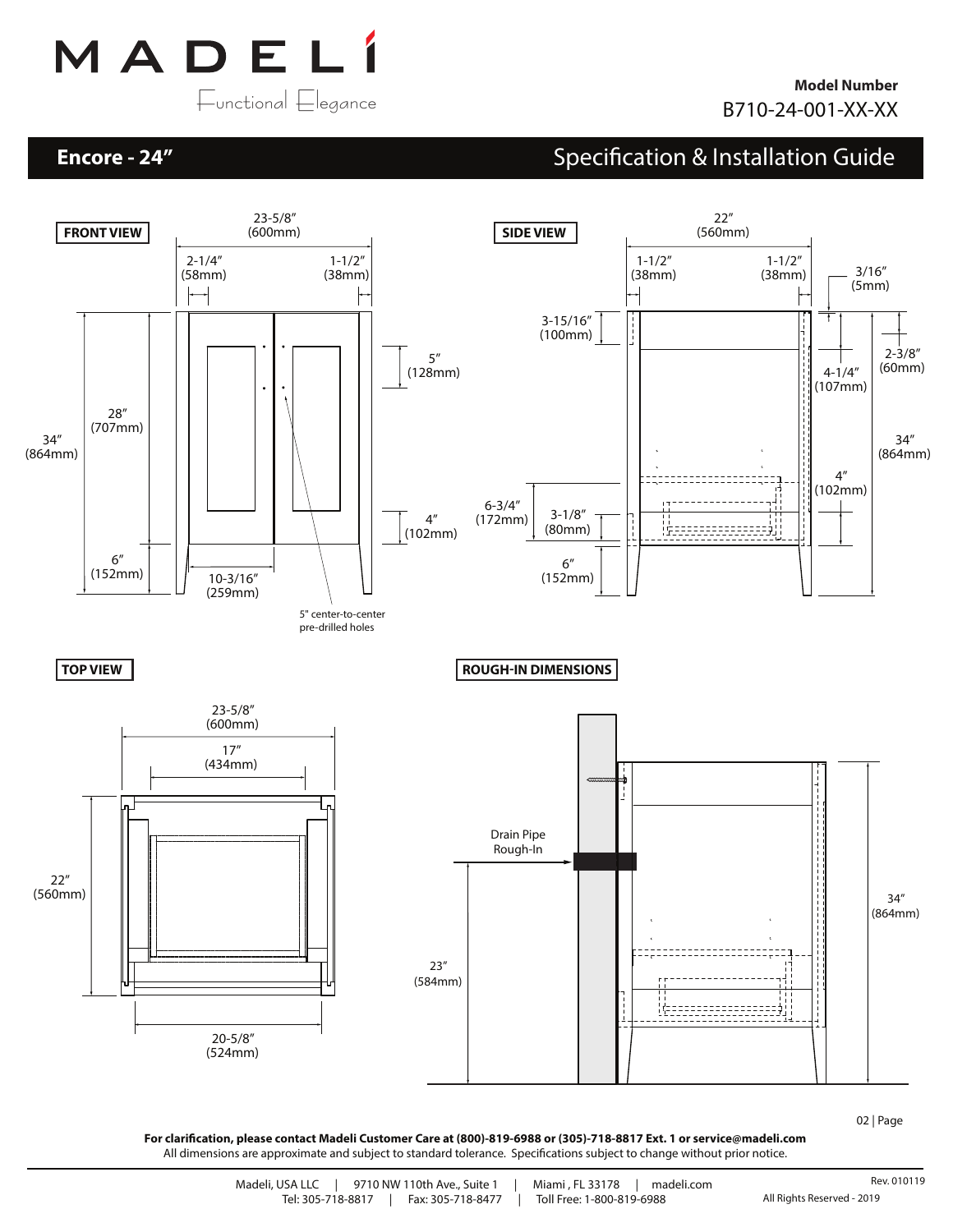# MADELÍ

Functional Elegance

**Model Number**
B710-24-001-XX-XX

## Encore - 24″ Specification & Installation Guide

**FRONT VIEW**

23-5/8″ (600mm)
2-1/4″ (58mm)
1-1/2″ (38mm)
5″ (128mm)
28″ (707mm)
34″ (864mm)
4″ (102mm)
6″ (152mm)
10-3/16″ (259mm)
5″ center-to-center pre-drilled holes

**SIDE VIEW**

22″ (560mm)
1-1/2″ (38mm)
1-1/2″ (38mm)
3/16″ (5mm)
3-15/16″ (100mm)
2-3/8″ (60mm)
4-1/4″ (107mm)
34″ (864mm)
4″ (102mm)
6-3/4″ (172mm)
3-1/8″ (80mm)
6″ (152mm)

**TOP VIEW**

23-5/8″ (600mm)
17″ (434mm)
22″ (560mm)
20-5/8″ (524mm)

**ROUGH-IN DIMENSIONS**

Drain Pipe Rough-In
23″ (584mm)
34″ (864mm)

**For clarification, please contact Madeli Customer Care at (800)-819-6988 or (305)-718-8817 Ext. 1 or service@madeli.com**
All dimensions are approximate and subject to standard tolerance. Specifications subject to change without prior notice.

Madeli, USA LLC | 9710 NW 110th Ave., Suite 1 | Miami , FL 33178 | madeli.com
Tel: 305-718-8817 | Fax: 305-718-8477 | Toll Free: 1-800-819-6988

Rev. 010119
All Rights Reserved - 2019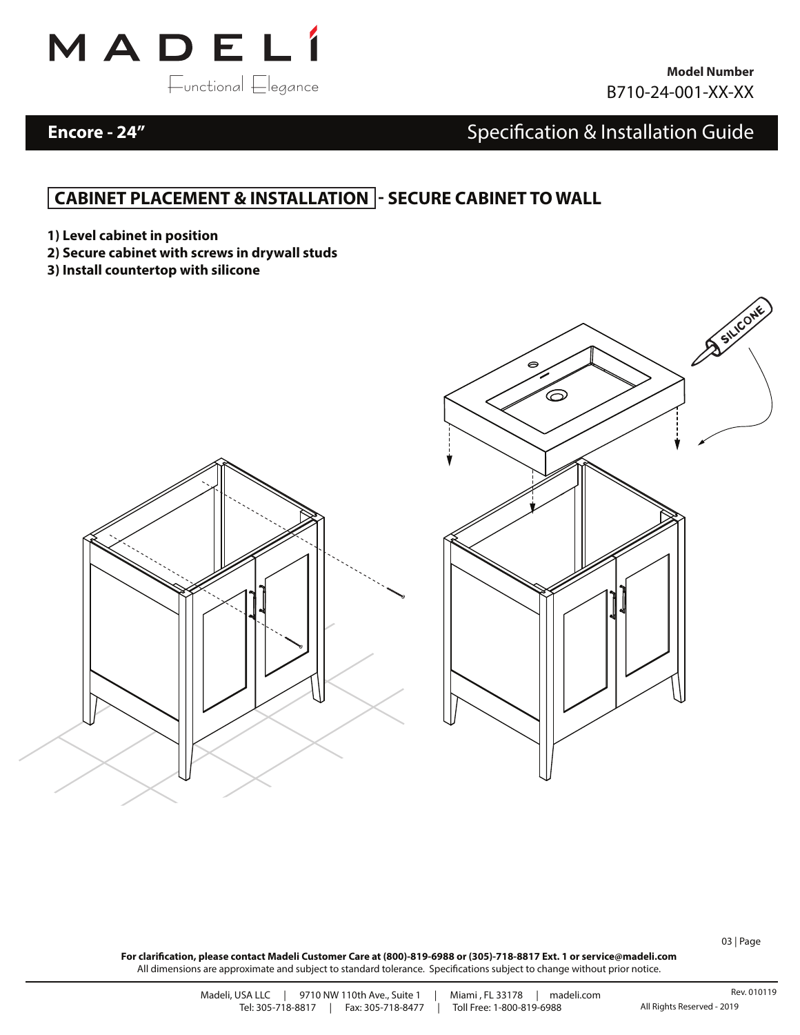MADELÍ

Functional Elegance

**Model Number**
B710-24-001-XX-XX

**Encore - 24"**

Specification & Installation Guide

## CABINET PLACEMENT & INSTALLATION - SECURE CABINET TO WALL

**1) Level cabinet in position**
**2) Secure cabinet with screws in drywall studs**
**3) Install countertop with silicone**

SILICONE

**For clarification, please contact Madeli Customer Care at (800)-819-6988 or (305)-718-8817 Ext. 1 or service@madeli.com**
All dimensions are approximate and subject to standard tolerance. Specifications subject to change without prior notice.

Madeli, USA LLC | 9710 NW 110th Ave., Suite 1 | Miami , FL 33178 | madeli.com
Tel: 305-718-8817 | Fax: 305-718-8477 | Toll Free: 1-800-819-6988

Rev. 010119
All Rights Reserved - 2019